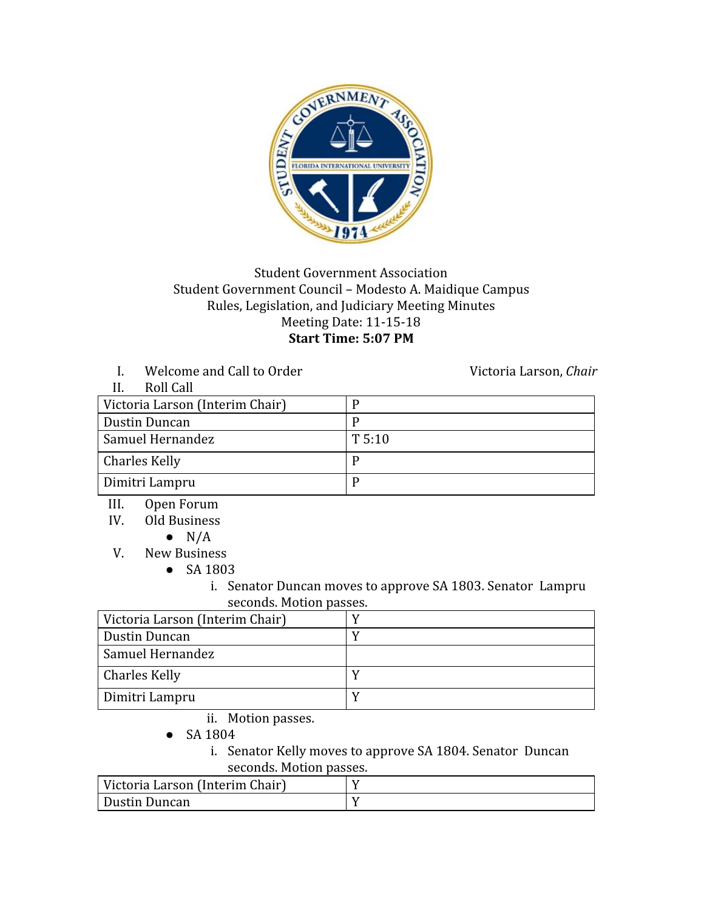Student Government Association
Student Government Council – Modesto A. Maidique Campus
Rules, Legislation, and Judiciary Meeting Minutes
Meeting Date: 11-15-18
**Start Time: 5:07 PM**

I. Welcome and Call to Order — Victoria Larson, *Chair*

II. Roll Call

| Victoria Larson (Interim Chair) | P |
|---|---|
| Dustin Duncan | P |
| Samuel Hernandez | T 5:10 |
| Charles Kelly | P |
| Dimitri Lampru | P |

III. Open Forum

IV. Old Business
- N/A

V. New Business
- SA 1803
  i. Senator Duncan moves to approve SA 1803. Senator Lampru seconds. Motion passes.

| Victoria Larson (Interim Chair) | Y |
|---|---|
| Dustin Duncan | Y |
| Samuel Hernandez | |
| Charles Kelly | Y |
| Dimitri Lampru | Y |

  ii. Motion passes.
- SA 1804
  i. Senator Kelly moves to approve SA 1804. Senator Duncan seconds. Motion passes.

| Victoria Larson (Interim Chair) | Y |
|---|---|
| Dustin Duncan | Y |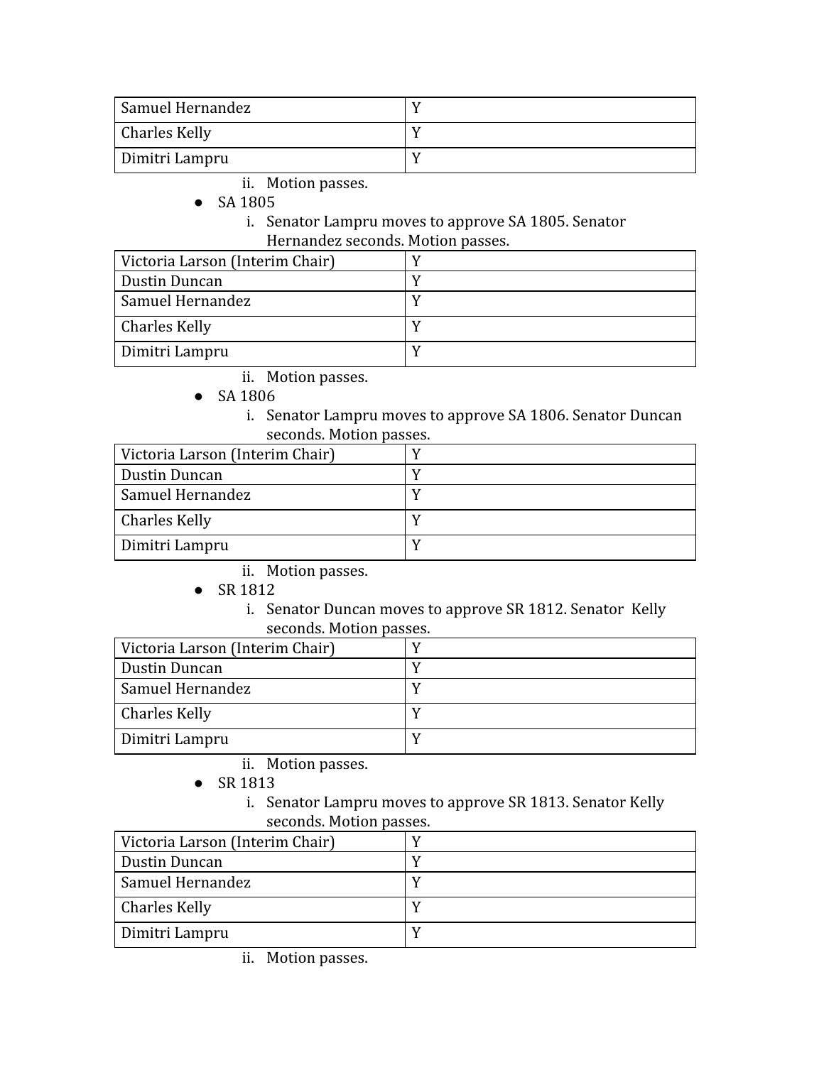| Samuel Hernandez | Y |
|---|---|
| Charles Kelly | Y |
| Dimitri Lampru | Y |

ii. Motion passes.

- SA 1805
    i. Senator Lampru moves to approve SA 1805. Senator Hernandez seconds. Motion passes.

| Victoria Larson (Interim Chair) | Y |
|---|---|
| Dustin Duncan | Y |
| Samuel Hernandez | Y |
| Charles Kelly | Y |
| Dimitri Lampru | Y |

ii. Motion passes.

- SA 1806
    i. Senator Lampru moves to approve SA 1806. Senator Duncan seconds. Motion passes.

| Victoria Larson (Interim Chair) | Y |
|---|---|
| Dustin Duncan | Y |
| Samuel Hernandez | Y |
| Charles Kelly | Y |
| Dimitri Lampru | Y |

ii. Motion passes.

- SR 1812
    i. Senator Duncan moves to approve SR 1812. Senator Kelly seconds. Motion passes.

| Victoria Larson (Interim Chair) | Y |
|---|---|
| Dustin Duncan | Y |
| Samuel Hernandez | Y |
| Charles Kelly | Y |
| Dimitri Lampru | Y |

ii. Motion passes.

- SR 1813
    i. Senator Lampru moves to approve SR 1813. Senator Kelly seconds. Motion passes.

| Victoria Larson (Interim Chair) | Y |
|---|---|
| Dustin Duncan | Y |
| Samuel Hernandez | Y |
| Charles Kelly | Y |
| Dimitri Lampru | Y |

ii. Motion passes.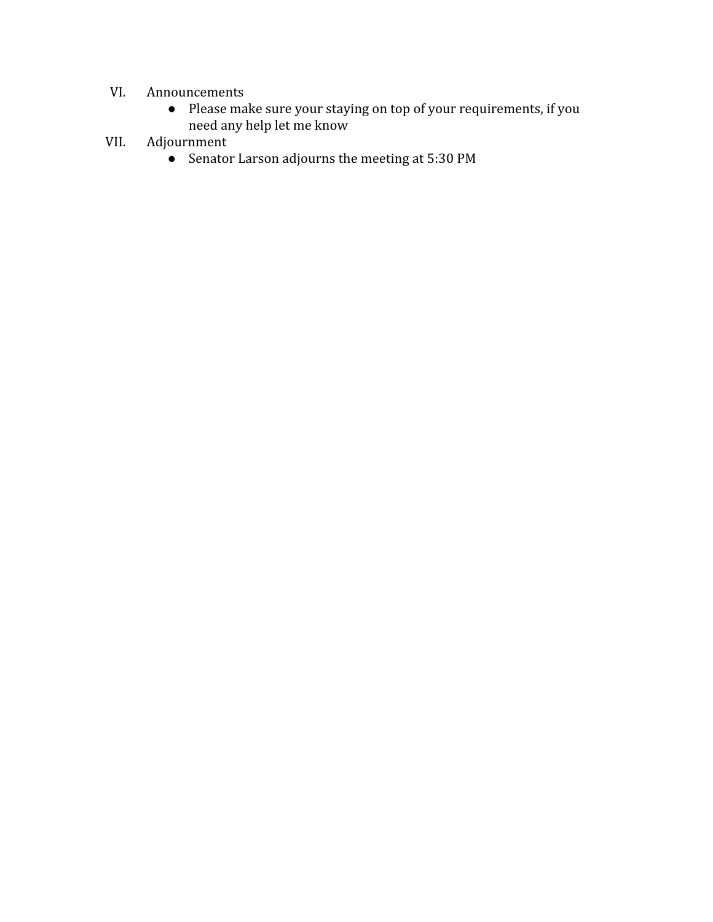VI. Announcements
   - Please make sure your staying on top of your requirements, if you need any help let me know

VII. Adjournment
   - Senator Larson adjourns the meeting at 5:30 PM